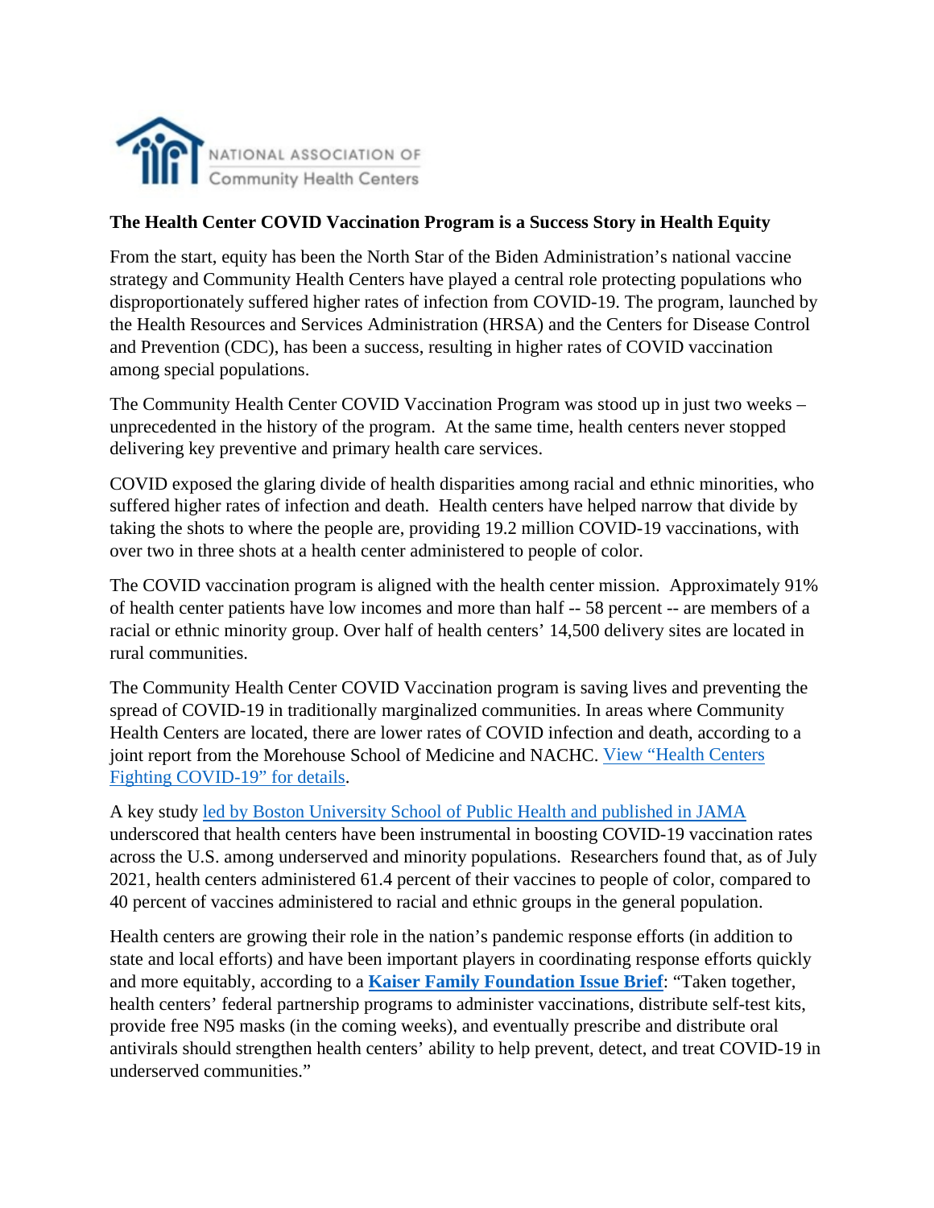NATIONAL ASSOCIATION OF Community Health Centers

**The Health Center COVID Vaccination Program is a Success Story in Health Equity**

From the start, equity has been the North Star of the Biden Administration's national vaccine strategy and Community Health Centers have played a central role protecting populations who disproportionately suffered higher rates of infection from COVID-19. The program, launched by the Health Resources and Services Administration (HRSA) and the Centers for Disease Control and Prevention (CDC), has been a success, resulting in higher rates of COVID vaccination among special populations.

The Community Health Center COVID Vaccination Program was stood up in just two weeks – unprecedented in the history of the program. At the same time, health centers never stopped delivering key preventive and primary health care services.

COVID exposed the glaring divide of health disparities among racial and ethnic minorities, who suffered higher rates of infection and death. Health centers have helped narrow that divide by taking the shots to where the people are, providing 19.2 million COVID-19 vaccinations, with over two in three shots at a health center administered to people of color.

The COVID vaccination program is aligned with the health center mission. Approximately 91% of health center patients have low incomes and more than half -- 58 percent -- are members of a racial or ethnic minority group. Over half of health centers' 14,500 delivery sites are located in rural communities.

The Community Health Center COVID Vaccination program is saving lives and preventing the spread of COVID-19 in traditionally marginalized communities. In areas where Community Health Centers are located, there are lower rates of COVID infection and death, according to a joint report from the Morehouse School of Medicine and NACHC. View "Health Centers Fighting COVID-19" for details.

A key study led by Boston University School of Public Health and published in JAMA underscored that health centers have been instrumental in boosting COVID-19 vaccination rates across the U.S. among underserved and minority populations. Researchers found that, as of July 2021, health centers administered 61.4 percent of their vaccines to people of color, compared to 40 percent of vaccines administered to racial and ethnic groups in the general population.

Health centers are growing their role in the nation's pandemic response efforts (in addition to state and local efforts) and have been important players in coordinating response efforts quickly and more equitably, according to a **Kaiser Family Foundation Issue Brief**: "Taken together, health centers' federal partnership programs to administer vaccinations, distribute self-test kits, provide free N95 masks (in the coming weeks), and eventually prescribe and distribute oral antivirals should strengthen health centers' ability to help prevent, detect, and treat COVID-19 in underserved communities."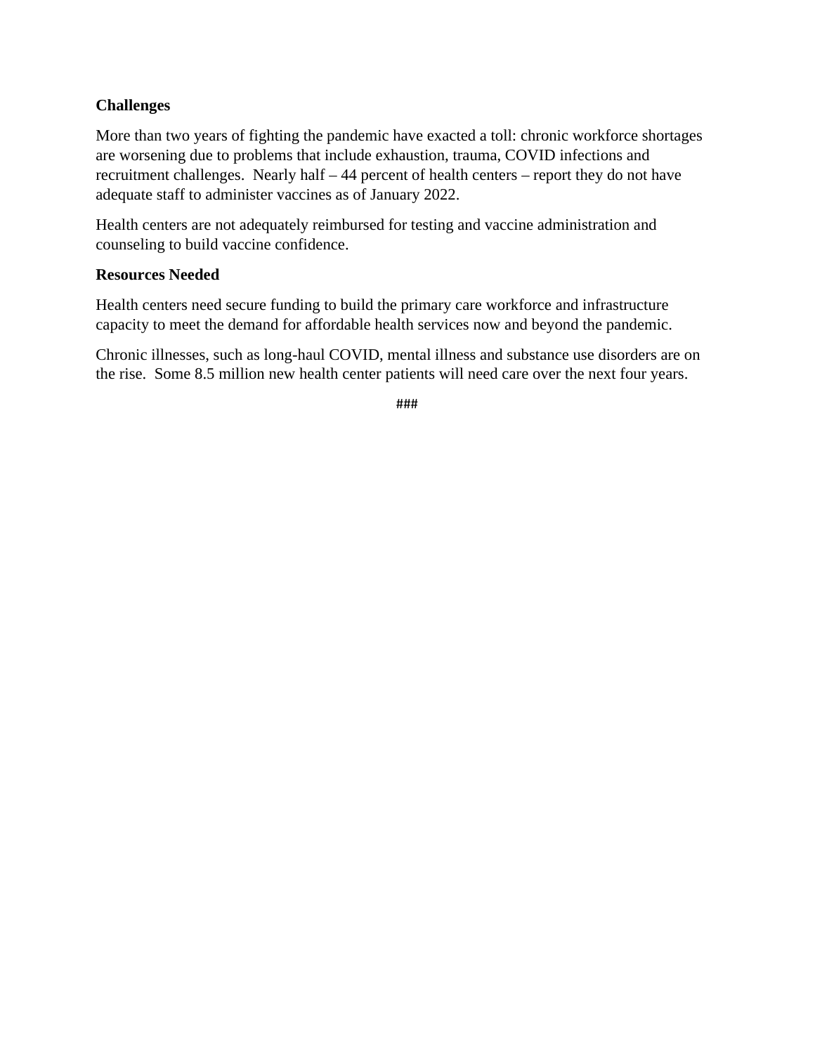**Challenges**

More than two years of fighting the pandemic have exacted a toll: chronic workforce shortages are worsening due to problems that include exhaustion, trauma, COVID infections and recruitment challenges.  Nearly half – 44 percent of health centers – report they do not have adequate staff to administer vaccines as of January 2022.

Health centers are not adequately reimbursed for testing and vaccine administration and counseling to build vaccine confidence.

**Resources Needed**

Health centers need secure funding to build the primary care workforce and infrastructure capacity to meet the demand for affordable health services now and beyond the pandemic.

Chronic illnesses, such as long-haul COVID, mental illness and substance use disorders are on the rise.  Some 8.5 million new health center patients will need care over the next four years.

###